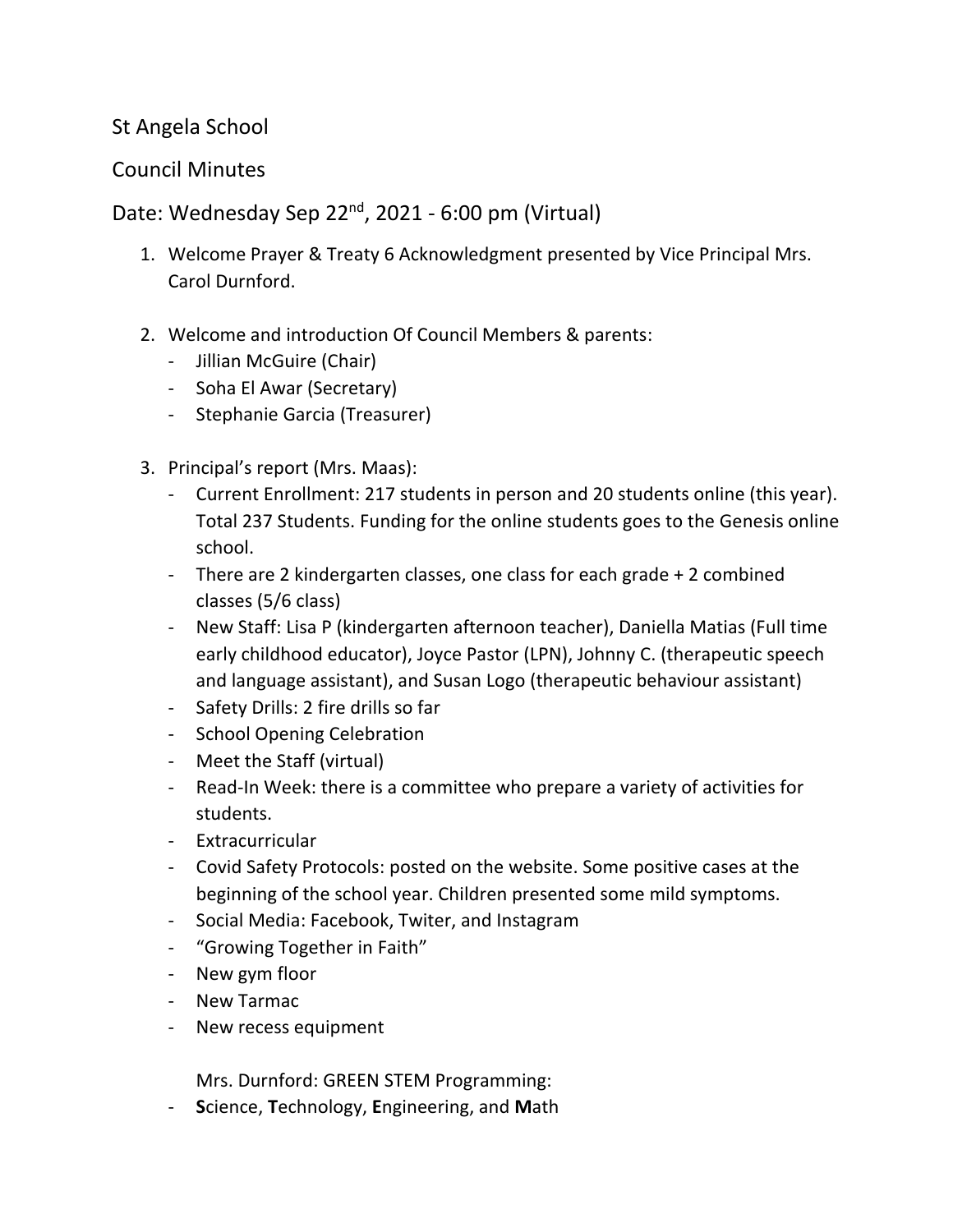St Angela School

Council Minutes

Date: Wednesday Sep 22nd, 2021 - 6:00 pm (Virtual)

1. Welcome Prayer & Treaty 6 Acknowledgment presented by Vice Principal Mrs. Carol Durnford.

2. Welcome and introduction Of Council Members & parents:
   - Jillian McGuire (Chair)
   - Soha El Awar (Secretary)
   - Stephanie Garcia (Treasurer)

3. Principal's report (Mrs. Maas):
   - Current Enrollment: 217 students in person and 20 students online (this year). Total 237 Students. Funding for the online students goes to the Genesis online school.
   - There are 2 kindergarten classes, one class for each grade + 2 combined classes (5/6 class)
   - New Staff: Lisa P (kindergarten afternoon teacher), Daniella Matias (Full time early childhood educator), Joyce Pastor (LPN), Johnny C. (therapeutic speech and language assistant), and Susan Logo (therapeutic behaviour assistant)
   - Safety Drills: 2 fire drills so far
   - School Opening Celebration
   - Meet the Staff (virtual)
   - Read-In Week: there is a committee who prepare a variety of activities for students.
   - Extracurricular
   - Covid Safety Protocols: posted on the website. Some positive cases at the beginning of the school year. Children presented some mild symptoms.
   - Social Media: Facebook, Twiter, and Instagram
   - "Growing Together in Faith"
   - New gym floor
   - New Tarmac
   - New recess equipment

   Mrs. Durnford: GREEN STEM Programming:
   - **S**cience, **T**echnology, **E**ngineering, and **M**ath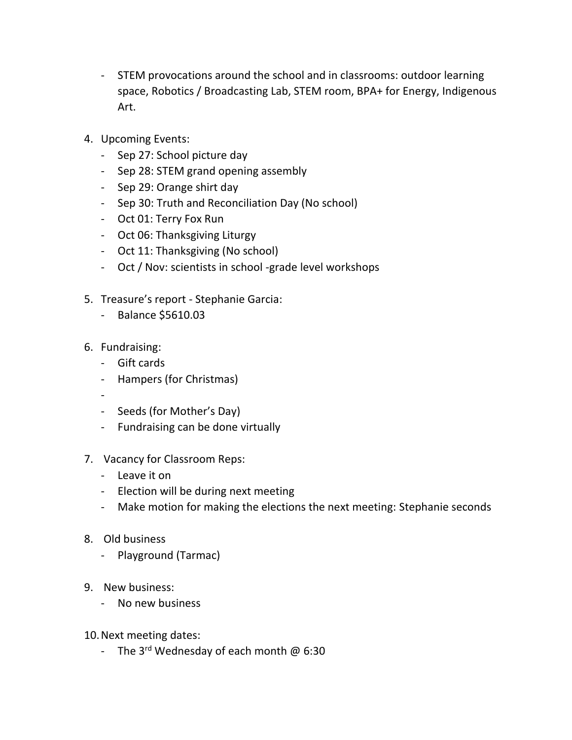- STEM provocations around the school and in classrooms: outdoor learning space, Robotics / Broadcasting Lab, STEM room, BPA+ for Energy, Indigenous Art.

4. Upcoming Events:
   - Sep 27: School picture day
   - Sep 28: STEM grand opening assembly
   - Sep 29: Orange shirt day
   - Sep 30: Truth and Reconciliation Day (No school)
   - Oct 01: Terry Fox Run
   - Oct 06: Thanksgiving Liturgy
   - Oct 11: Thanksgiving (No school)
   - Oct / Nov: scientists in school -grade level workshops

5. Treasure's report - Stephanie Garcia:
   - Balance $5610.03

6. Fundraising:
   - Gift cards
   - Hampers (for Christmas)
   - 
   - Seeds (for Mother's Day)
   - Fundraising can be done virtually

7. Vacancy for Classroom Reps:
   - Leave it on
   - Election will be during next meeting
   - Make motion for making the elections the next meeting: Stephanie seconds

8. Old business
   - Playground (Tarmac)

9. New business:
   - No new business

10. Next meeting dates:
    - The 3rd Wednesday of each month @ 6:30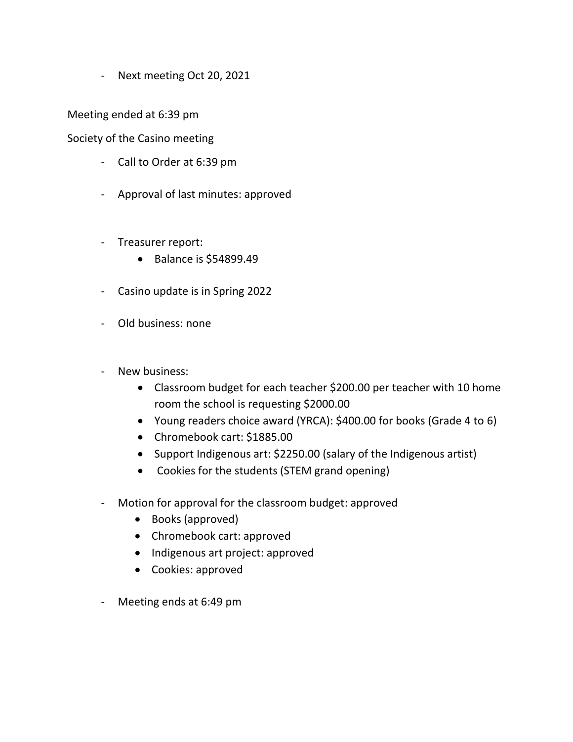- Next meeting Oct 20, 2021

Meeting ended at 6:39 pm

Society of the Casino meeting

- Call to Order at 6:39 pm
- Approval of last minutes: approved
- Treasurer report:
    - Balance is $54899.49
- Casino update is in Spring 2022
- Old business: none
- New business:
    - Classroom budget for each teacher $200.00 per teacher with 10 home room the school is requesting $2000.00
    - Young readers choice award (YRCA): $400.00 for books (Grade 4 to 6)
    - Chromebook cart: $1885.00
    - Support Indigenous art: $2250.00 (salary of the Indigenous artist)
    - Cookies for the students (STEM grand opening)
- Motion for approval for the classroom budget: approved
    - Books (approved)
    - Chromebook cart: approved
    - Indigenous art project: approved
    - Cookies: approved
- Meeting ends at 6:49 pm